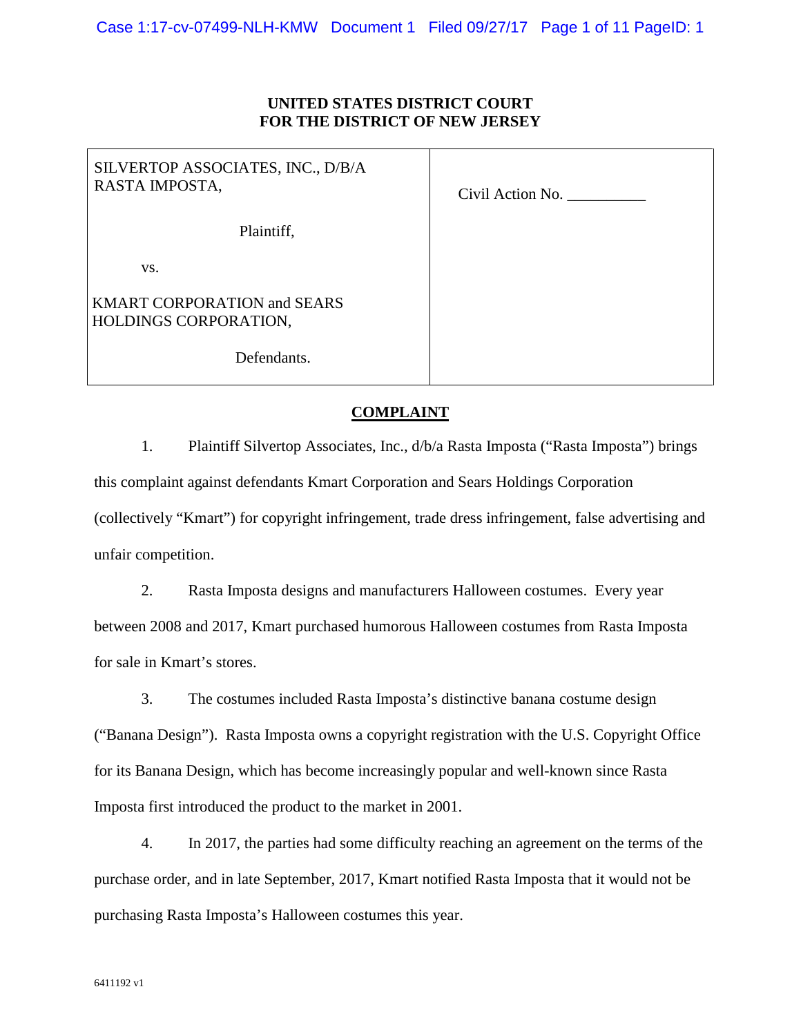**UNITED STATES DISTRICT COURT**
**FOR THE DISTRICT OF NEW JERSEY**

| | |
|---|---|
| SILVERTOP ASSOCIATES, INC., D/B/A RASTA IMPOSTA,<br><br>Plaintiff,<br><br>vs.<br><br>KMART CORPORATION and SEARS HOLDINGS CORPORATION,<br><br>Defendants. | Civil Action No. __________ |

## COMPLAINT

1. Plaintiff Silvertop Associates, Inc., d/b/a Rasta Imposta ("Rasta Imposta") brings this complaint against defendants Kmart Corporation and Sears Holdings Corporation (collectively "Kmart") for copyright infringement, trade dress infringement, false advertising and unfair competition.

2. Rasta Imposta designs and manufacturers Halloween costumes. Every year between 2008 and 2017, Kmart purchased humorous Halloween costumes from Rasta Imposta for sale in Kmart's stores.

3. The costumes included Rasta Imposta's distinctive banana costume design ("Banana Design"). Rasta Imposta owns a copyright registration with the U.S. Copyright Office for its Banana Design, which has become increasingly popular and well-known since Rasta Imposta first introduced the product to the market in 2001.

4. In 2017, the parties had some difficulty reaching an agreement on the terms of the purchase order, and in late September, 2017, Kmart notified Rasta Imposta that it would not be purchasing Rasta Imposta's Halloween costumes this year.

6411192 v1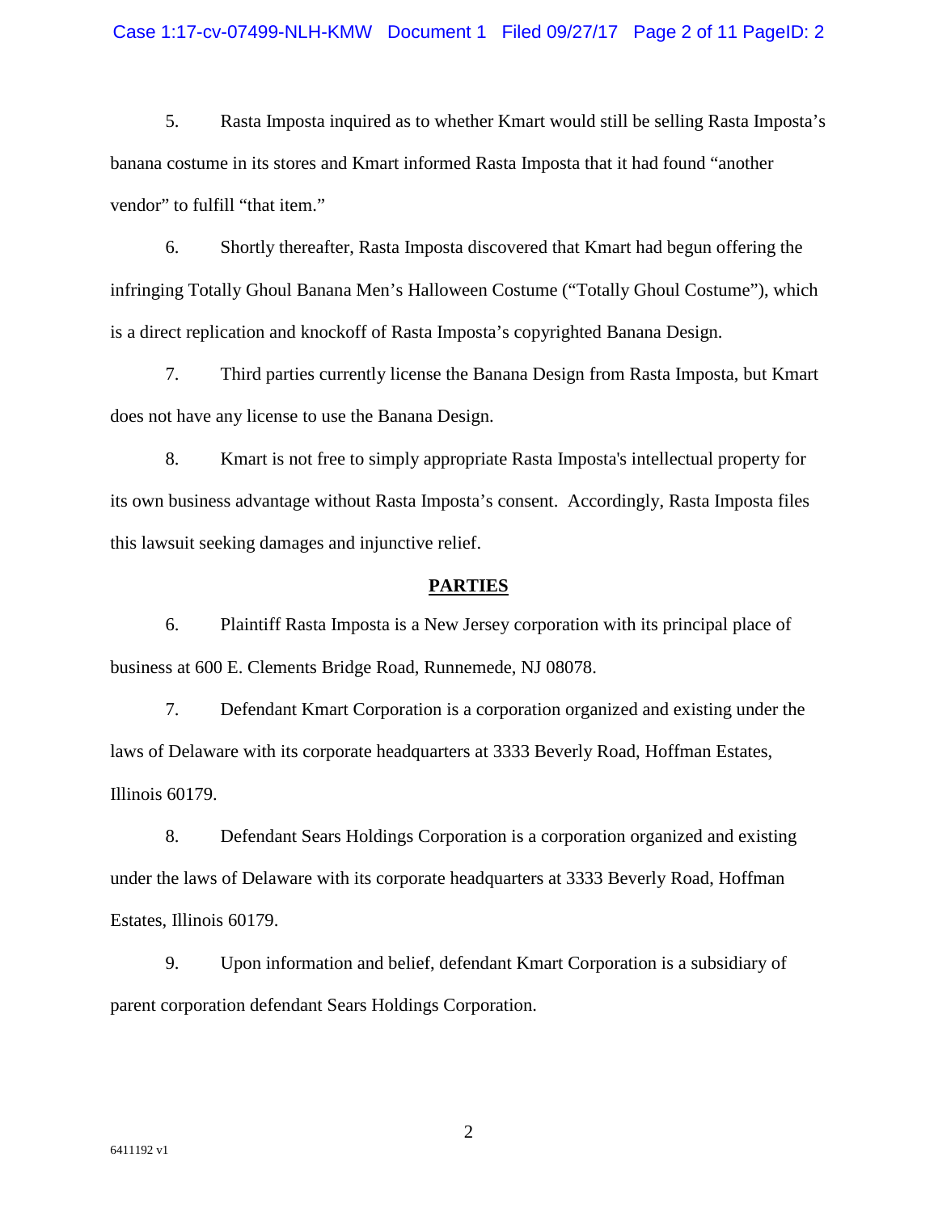5. Rasta Imposta inquired as to whether Kmart would still be selling Rasta Imposta's banana costume in its stores and Kmart informed Rasta Imposta that it had found "another vendor" to fulfill "that item."

6. Shortly thereafter, Rasta Imposta discovered that Kmart had begun offering the infringing Totally Ghoul Banana Men's Halloween Costume ("Totally Ghoul Costume"), which is a direct replication and knockoff of Rasta Imposta's copyrighted Banana Design.

7. Third parties currently license the Banana Design from Rasta Imposta, but Kmart does not have any license to use the Banana Design.

8. Kmart is not free to simply appropriate Rasta Imposta's intellectual property for its own business advantage without Rasta Imposta's consent. Accordingly, Rasta Imposta files this lawsuit seeking damages and injunctive relief.

## PARTIES

6. Plaintiff Rasta Imposta is a New Jersey corporation with its principal place of business at 600 E. Clements Bridge Road, Runnemede, NJ 08078.

7. Defendant Kmart Corporation is a corporation organized and existing under the laws of Delaware with its corporate headquarters at 3333 Beverly Road, Hoffman Estates, Illinois 60179.

8. Defendant Sears Holdings Corporation is a corporation organized and existing under the laws of Delaware with its corporate headquarters at 3333 Beverly Road, Hoffman Estates, Illinois 60179.

9. Upon information and belief, defendant Kmart Corporation is a subsidiary of parent corporation defendant Sears Holdings Corporation.

6411192 v1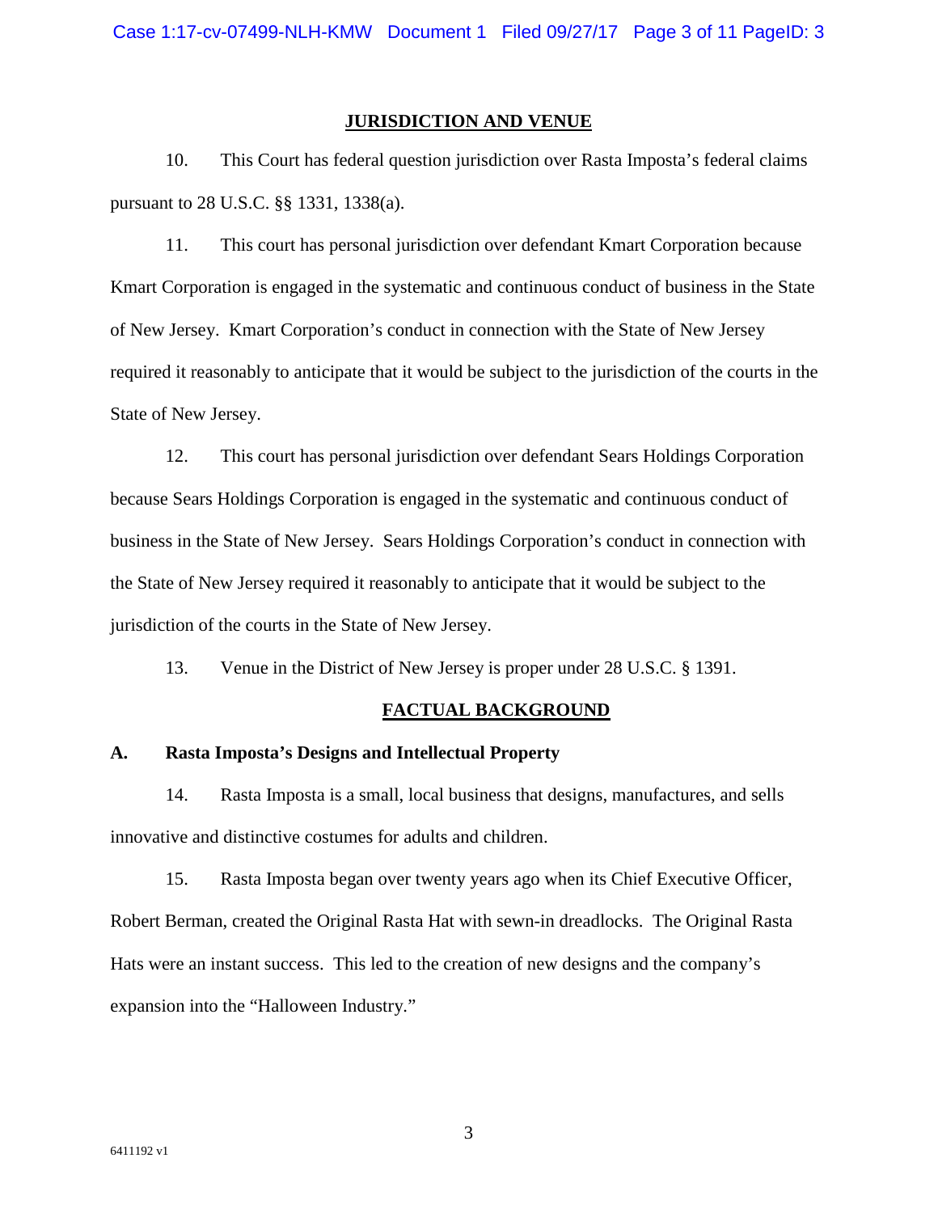## JURISDICTION AND VENUE

10. This Court has federal question jurisdiction over Rasta Imposta's federal claims pursuant to 28 U.S.C. §§ 1331, 1338(a).

11. This court has personal jurisdiction over defendant Kmart Corporation because Kmart Corporation is engaged in the systematic and continuous conduct of business in the State of New Jersey. Kmart Corporation's conduct in connection with the State of New Jersey required it reasonably to anticipate that it would be subject to the jurisdiction of the courts in the State of New Jersey.

12. This court has personal jurisdiction over defendant Sears Holdings Corporation because Sears Holdings Corporation is engaged in the systematic and continuous conduct of business in the State of New Jersey. Sears Holdings Corporation's conduct in connection with the State of New Jersey required it reasonably to anticipate that it would be subject to the jurisdiction of the courts in the State of New Jersey.

13. Venue in the District of New Jersey is proper under 28 U.S.C. § 1391.

## FACTUAL BACKGROUND

### A. Rasta Imposta's Designs and Intellectual Property

14. Rasta Imposta is a small, local business that designs, manufactures, and sells innovative and distinctive costumes for adults and children.

15. Rasta Imposta began over twenty years ago when its Chief Executive Officer, Robert Berman, created the Original Rasta Hat with sewn-in dreadlocks. The Original Rasta Hats were an instant success. This led to the creation of new designs and the company's expansion into the "Halloween Industry."

6411192 v1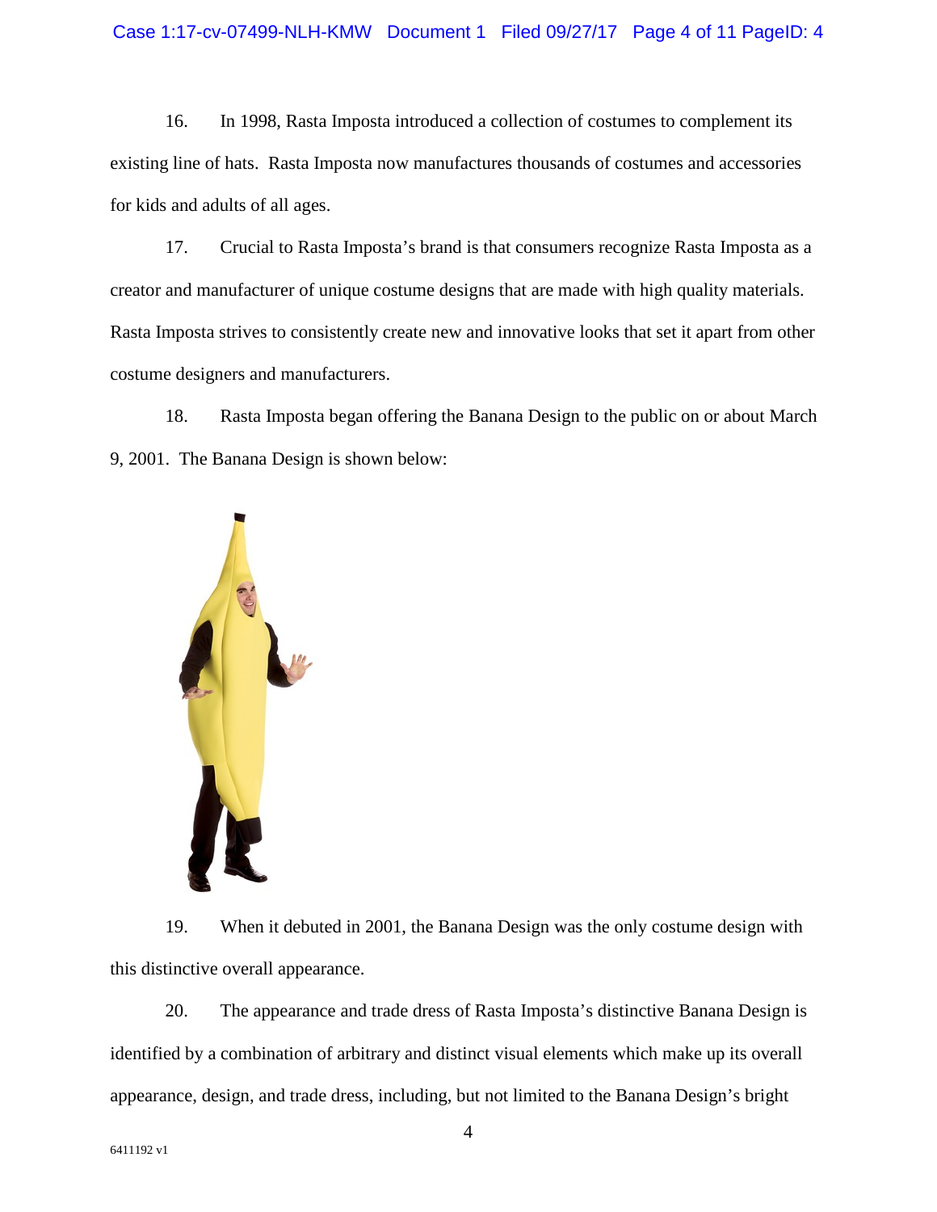16. In 1998, Rasta Imposta introduced a collection of costumes to complement its existing line of hats. Rasta Imposta now manufactures thousands of costumes and accessories for kids and adults of all ages.

17. Crucial to Rasta Imposta's brand is that consumers recognize Rasta Imposta as a creator and manufacturer of unique costume designs that are made with high quality materials. Rasta Imposta strives to consistently create new and innovative looks that set it apart from other costume designers and manufacturers.

18. Rasta Imposta began offering the Banana Design to the public on or about March 9, 2001. The Banana Design is shown below:

19. When it debuted in 2001, the Banana Design was the only costume design with this distinctive overall appearance.

20. The appearance and trade dress of Rasta Imposta's distinctive Banana Design is identified by a combination of arbitrary and distinct visual elements which make up its overall appearance, design, and trade dress, including, but not limited to the Banana Design's bright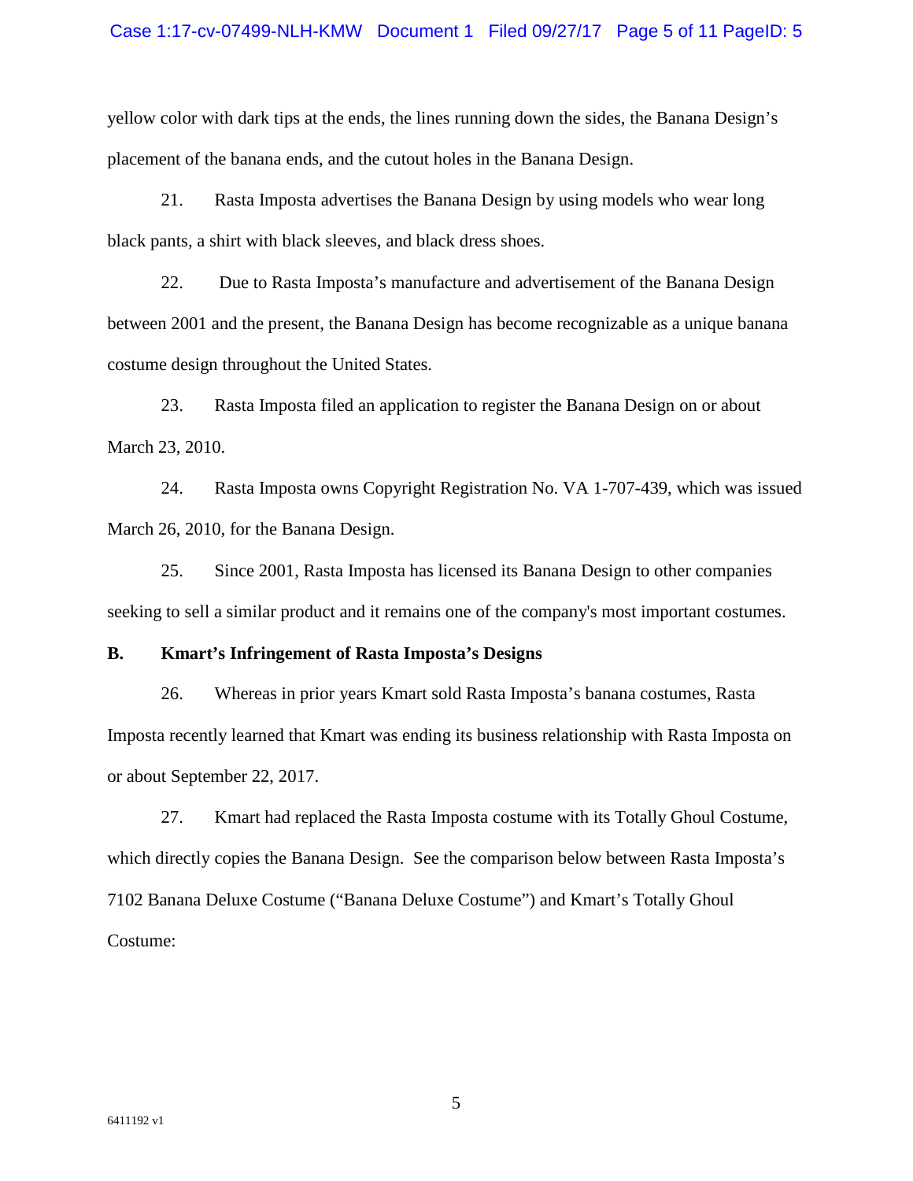yellow color with dark tips at the ends, the lines running down the sides, the Banana Design's placement of the banana ends, and the cutout holes in the Banana Design.

21. Rasta Imposta advertises the Banana Design by using models who wear long black pants, a shirt with black sleeves, and black dress shoes.

22. Due to Rasta Imposta's manufacture and advertisement of the Banana Design between 2001 and the present, the Banana Design has become recognizable as a unique banana costume design throughout the United States.

23. Rasta Imposta filed an application to register the Banana Design on or about March 23, 2010.

24. Rasta Imposta owns Copyright Registration No. VA 1-707-439, which was issued March 26, 2010, for the Banana Design.

25. Since 2001, Rasta Imposta has licensed its Banana Design to other companies seeking to sell a similar product and it remains one of the company's most important costumes.

**B. Kmart's Infringement of Rasta Imposta's Designs**

26. Whereas in prior years Kmart sold Rasta Imposta's banana costumes, Rasta Imposta recently learned that Kmart was ending its business relationship with Rasta Imposta on or about September 22, 2017.

27. Kmart had replaced the Rasta Imposta costume with its Totally Ghoul Costume, which directly copies the Banana Design. See the comparison below between Rasta Imposta's 7102 Banana Deluxe Costume ("Banana Deluxe Costume") and Kmart's Totally Ghoul Costume: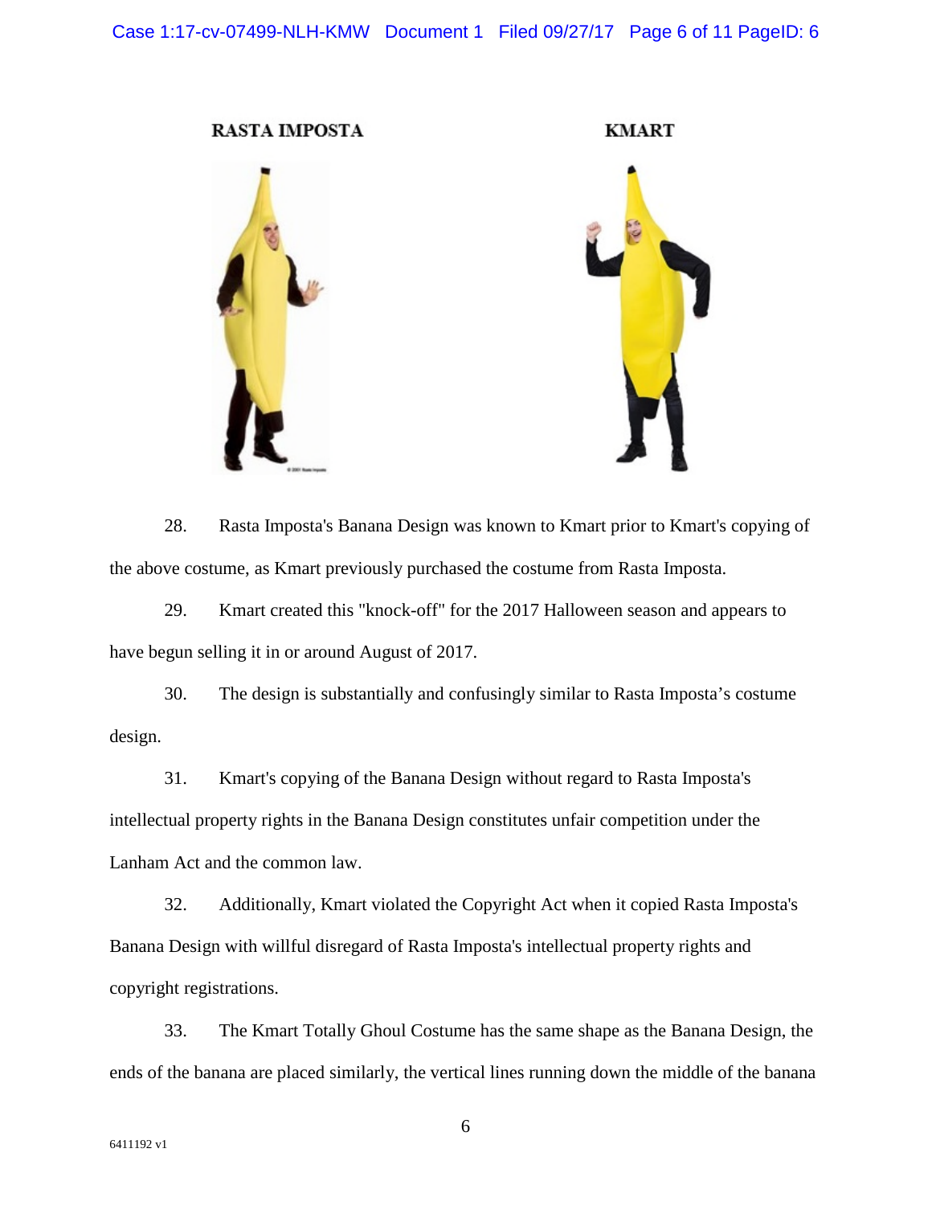**RASTA IMPOSTA** **KMART**

28. Rasta Imposta's Banana Design was known to Kmart prior to Kmart's copying of the above costume, as Kmart previously purchased the costume from Rasta Imposta.

29. Kmart created this "knock-off" for the 2017 Halloween season and appears to have begun selling it in or around August of 2017.

30. The design is substantially and confusingly similar to Rasta Imposta's costume design.

31. Kmart's copying of the Banana Design without regard to Rasta Imposta's intellectual property rights in the Banana Design constitutes unfair competition under the Lanham Act and the common law.

32. Additionally, Kmart violated the Copyright Act when it copied Rasta Imposta's Banana Design with willful disregard of Rasta Imposta's intellectual property rights and copyright registrations.

33. The Kmart Totally Ghoul Costume has the same shape as the Banana Design, the ends of the banana are placed similarly, the vertical lines running down the middle of the banana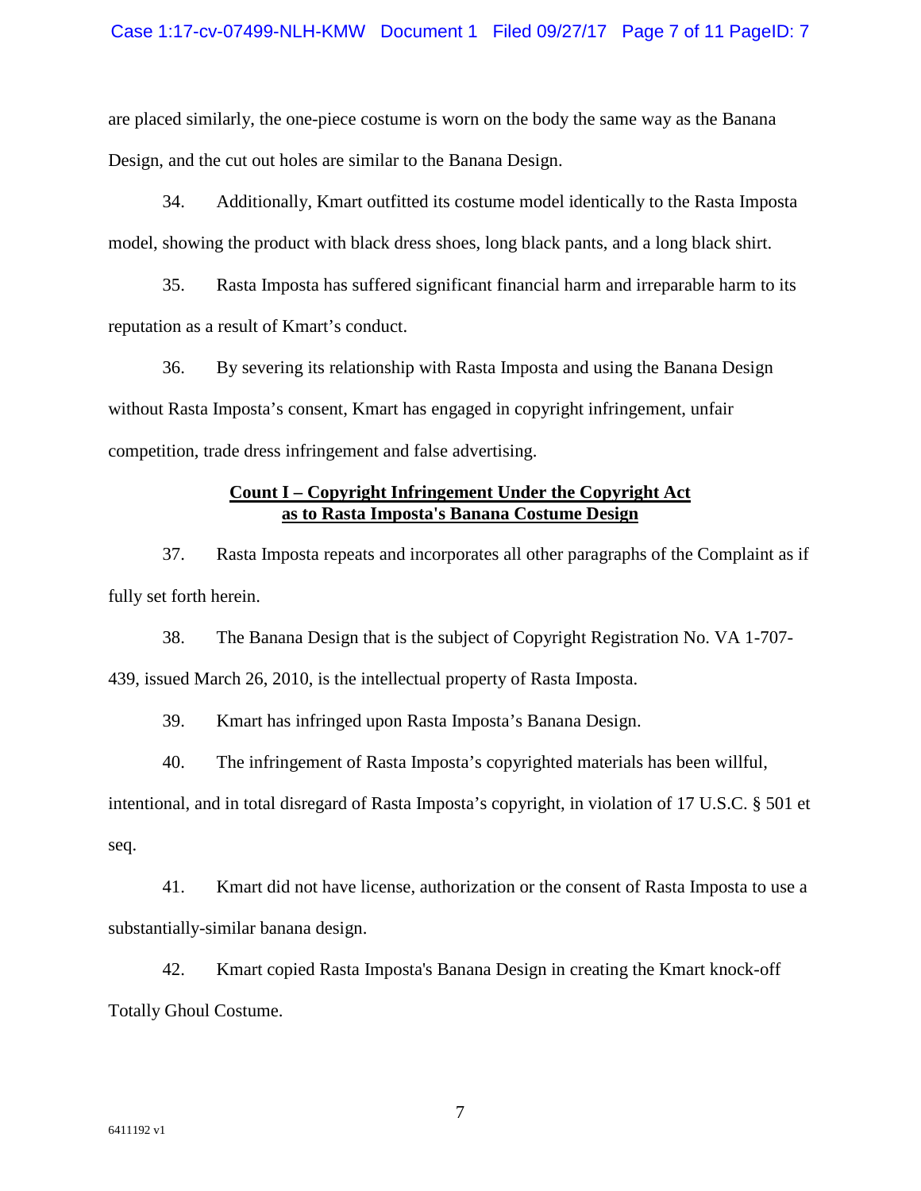are placed similarly, the one-piece costume is worn on the body the same way as the Banana Design, and the cut out holes are similar to the Banana Design.

34. Additionally, Kmart outfitted its costume model identically to the Rasta Imposta model, showing the product with black dress shoes, long black pants, and a long black shirt.

35. Rasta Imposta has suffered significant financial harm and irreparable harm to its reputation as a result of Kmart's conduct.

36. By severing its relationship with Rasta Imposta and using the Banana Design without Rasta Imposta's consent, Kmart has engaged in copyright infringement, unfair competition, trade dress infringement and false advertising.

**Count I – Copyright Infringement Under the Copyright Act as to Rasta Imposta's Banana Costume Design**

37. Rasta Imposta repeats and incorporates all other paragraphs of the Complaint as if fully set forth herein.

38. The Banana Design that is the subject of Copyright Registration No. VA 1-707-439, issued March 26, 2010, is the intellectual property of Rasta Imposta.

39. Kmart has infringed upon Rasta Imposta's Banana Design.

40. The infringement of Rasta Imposta's copyrighted materials has been willful, intentional, and in total disregard of Rasta Imposta's copyright, in violation of 17 U.S.C. § 501 et seq.

41. Kmart did not have license, authorization or the consent of Rasta Imposta to use a substantially-similar banana design.

42. Kmart copied Rasta Imposta's Banana Design in creating the Kmart knock-off Totally Ghoul Costume.

6411192 v1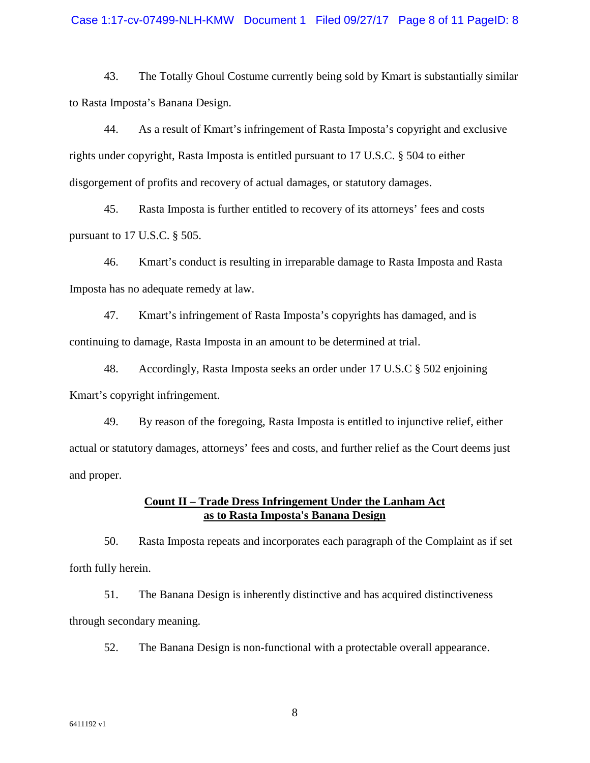43. The Totally Ghoul Costume currently being sold by Kmart is substantially similar to Rasta Imposta's Banana Design.

44. As a result of Kmart's infringement of Rasta Imposta's copyright and exclusive rights under copyright, Rasta Imposta is entitled pursuant to 17 U.S.C. § 504 to either disgorgement of profits and recovery of actual damages, or statutory damages.

45. Rasta Imposta is further entitled to recovery of its attorneys' fees and costs pursuant to 17 U.S.C. § 505.

46. Kmart's conduct is resulting in irreparable damage to Rasta Imposta and Rasta Imposta has no adequate remedy at law.

47. Kmart's infringement of Rasta Imposta's copyrights has damaged, and is continuing to damage, Rasta Imposta in an amount to be determined at trial.

48. Accordingly, Rasta Imposta seeks an order under 17 U.S.C § 502 enjoining Kmart's copyright infringement.

49. By reason of the foregoing, Rasta Imposta is entitled to injunctive relief, either actual or statutory damages, attorneys' fees and costs, and further relief as the Court deems just and proper.

## **Count II – Trade Dress Infringement Under the Lanham Act as to Rasta Imposta's Banana Design**

50. Rasta Imposta repeats and incorporates each paragraph of the Complaint as if set forth fully herein.

51. The Banana Design is inherently distinctive and has acquired distinctiveness through secondary meaning.

52. The Banana Design is non-functional with a protectable overall appearance.

6411192 v1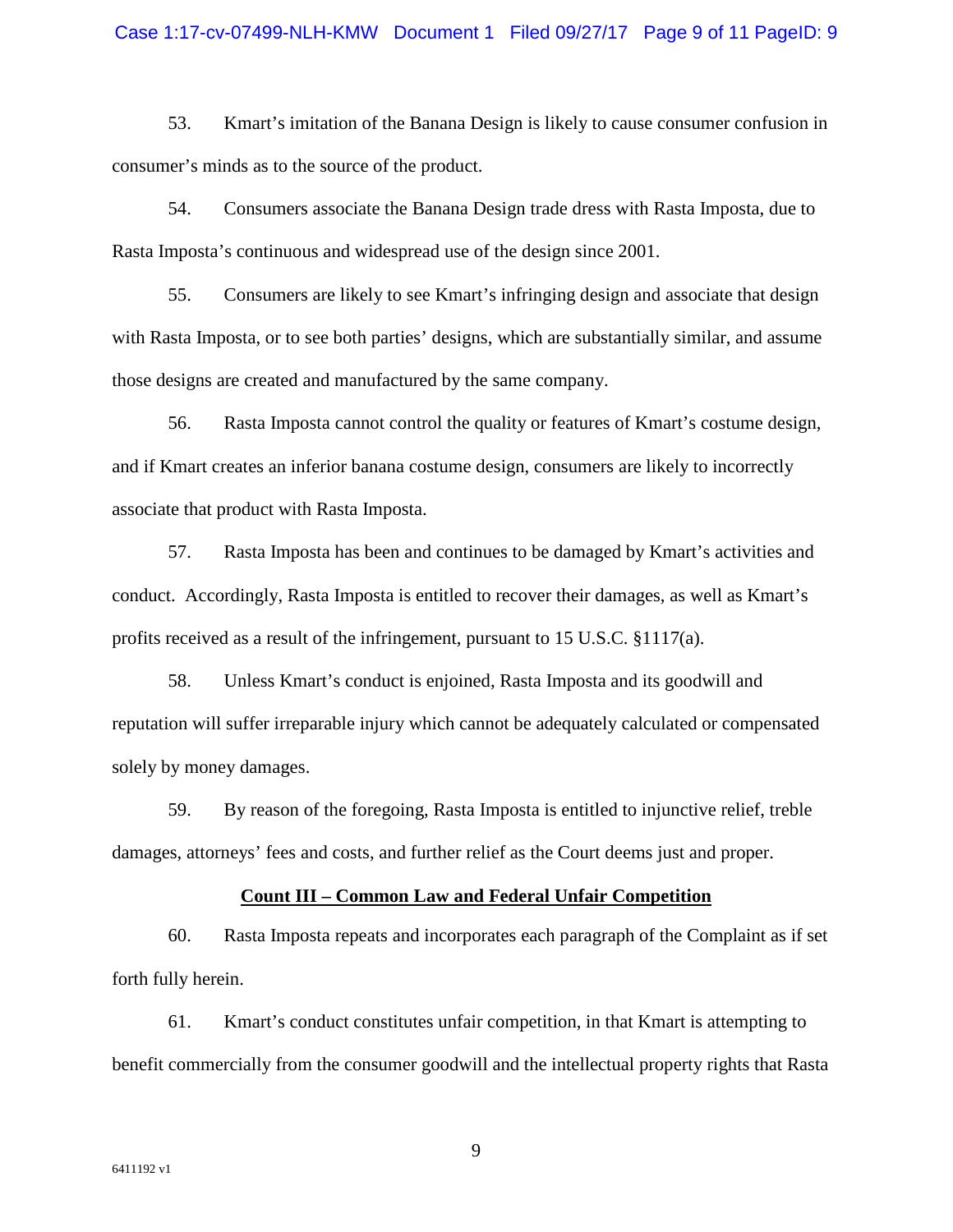53. Kmart's imitation of the Banana Design is likely to cause consumer confusion in consumer's minds as to the source of the product.

54. Consumers associate the Banana Design trade dress with Rasta Imposta, due to Rasta Imposta's continuous and widespread use of the design since 2001.

55. Consumers are likely to see Kmart's infringing design and associate that design with Rasta Imposta, or to see both parties' designs, which are substantially similar, and assume those designs are created and manufactured by the same company.

56. Rasta Imposta cannot control the quality or features of Kmart's costume design, and if Kmart creates an inferior banana costume design, consumers are likely to incorrectly associate that product with Rasta Imposta.

57. Rasta Imposta has been and continues to be damaged by Kmart's activities and conduct. Accordingly, Rasta Imposta is entitled to recover their damages, as well as Kmart's profits received as a result of the infringement, pursuant to 15 U.S.C. §1117(a).

58. Unless Kmart's conduct is enjoined, Rasta Imposta and its goodwill and reputation will suffer irreparable injury which cannot be adequately calculated or compensated solely by money damages.

59. By reason of the foregoing, Rasta Imposta is entitled to injunctive relief, treble damages, attorneys' fees and costs, and further relief as the Court deems just and proper.

**Count III – Common Law and Federal Unfair Competition**

60. Rasta Imposta repeats and incorporates each paragraph of the Complaint as if set forth fully herein.

61. Kmart's conduct constitutes unfair competition, in that Kmart is attempting to benefit commercially from the consumer goodwill and the intellectual property rights that Rasta

6411192 v1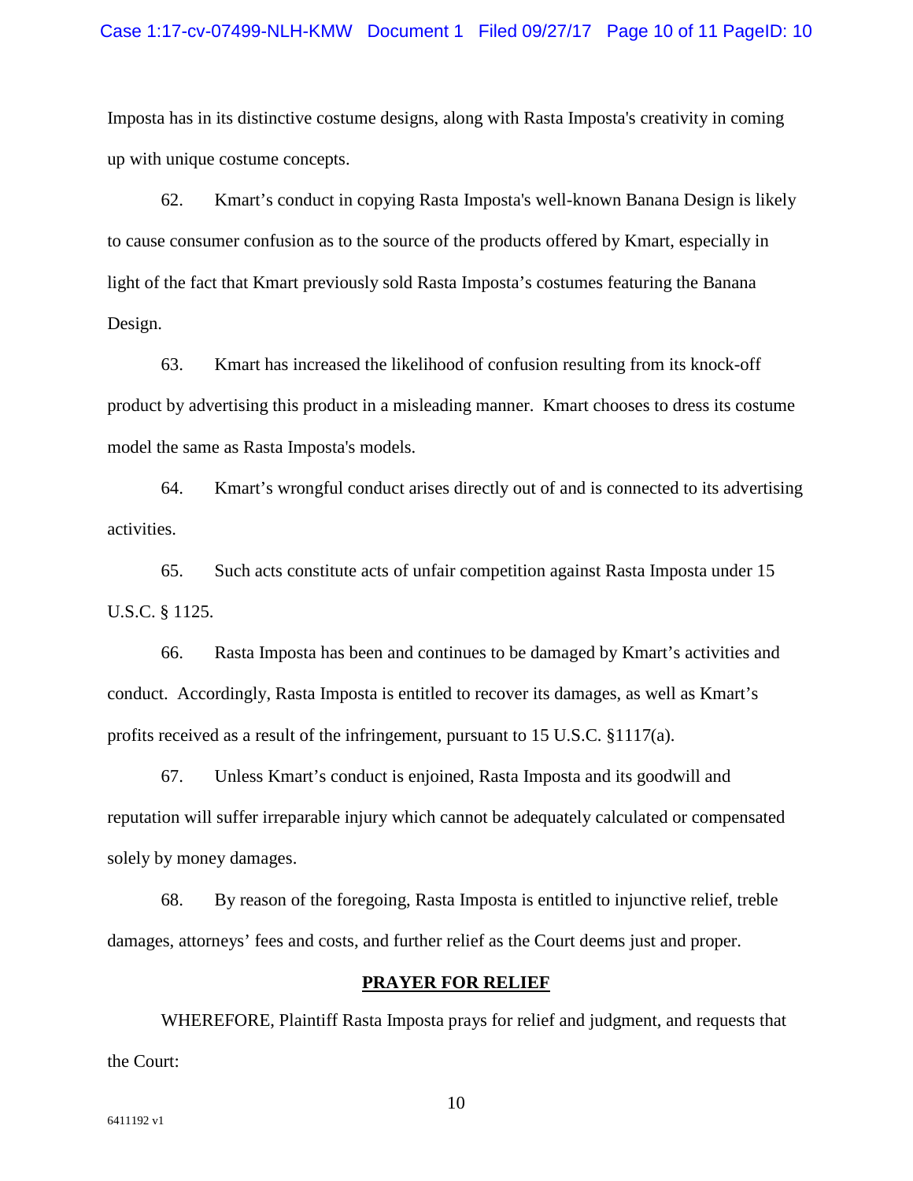Imposta has in its distinctive costume designs, along with Rasta Imposta's creativity in coming up with unique costume concepts.

62. Kmart's conduct in copying Rasta Imposta's well-known Banana Design is likely to cause consumer confusion as to the source of the products offered by Kmart, especially in light of the fact that Kmart previously sold Rasta Imposta's costumes featuring the Banana Design.

63. Kmart has increased the likelihood of confusion resulting from its knock-off product by advertising this product in a misleading manner. Kmart chooses to dress its costume model the same as Rasta Imposta's models.

64. Kmart's wrongful conduct arises directly out of and is connected to its advertising activities.

65. Such acts constitute acts of unfair competition against Rasta Imposta under 15 U.S.C. § 1125.

66. Rasta Imposta has been and continues to be damaged by Kmart's activities and conduct. Accordingly, Rasta Imposta is entitled to recover its damages, as well as Kmart's profits received as a result of the infringement, pursuant to 15 U.S.C. §1117(a).

67. Unless Kmart's conduct is enjoined, Rasta Imposta and its goodwill and reputation will suffer irreparable injury which cannot be adequately calculated or compensated solely by money damages.

68. By reason of the foregoing, Rasta Imposta is entitled to injunctive relief, treble damages, attorneys' fees and costs, and further relief as the Court deems just and proper.

**PRAYER FOR RELIEF**

WHEREFORE, Plaintiff Rasta Imposta prays for relief and judgment, and requests that the Court:

6411192 v1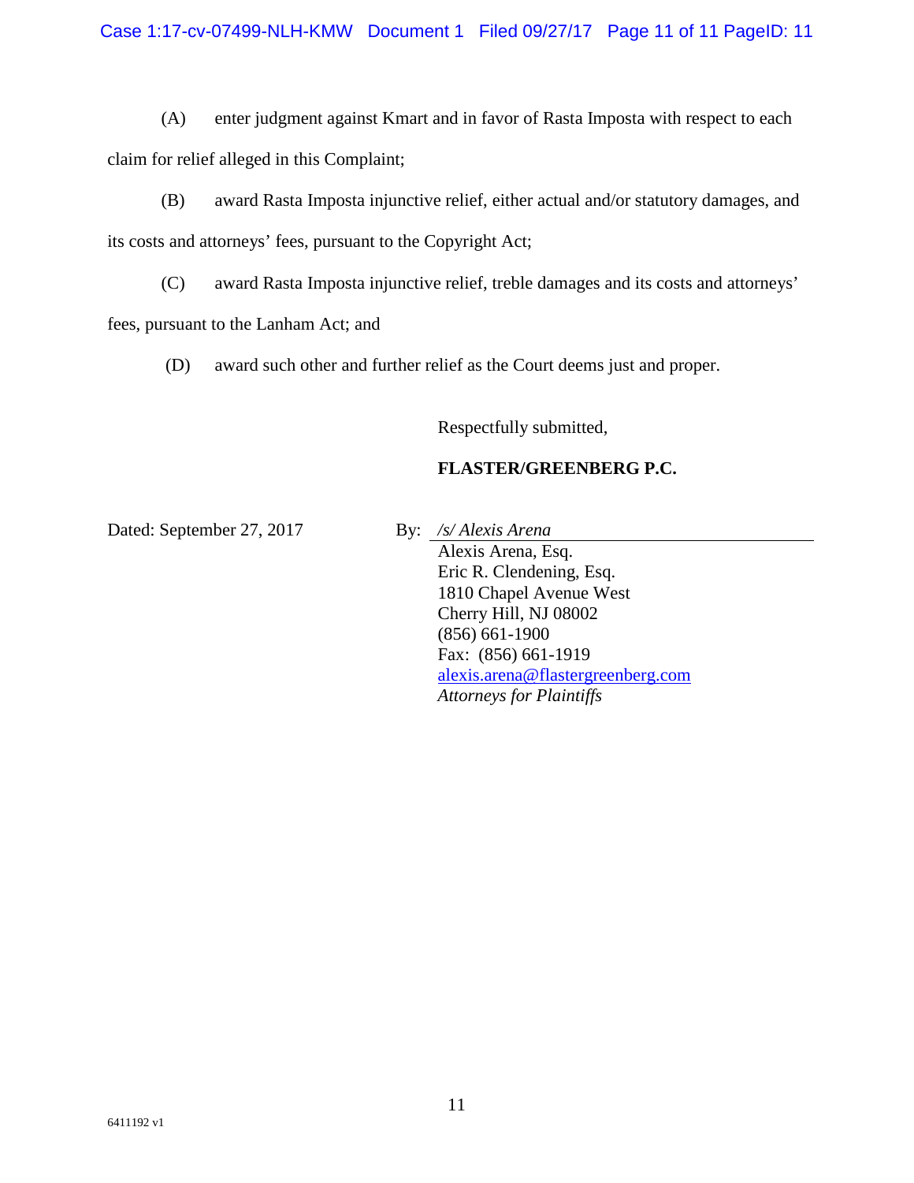(A) enter judgment against Kmart and in favor of Rasta Imposta with respect to each claim for relief alleged in this Complaint;

(B) award Rasta Imposta injunctive relief, either actual and/or statutory damages, and its costs and attorneys' fees, pursuant to the Copyright Act;

(C) award Rasta Imposta injunctive relief, treble damages and its costs and attorneys' fees, pursuant to the Lanham Act; and

(D) award such other and further relief as the Court deems just and proper.

Respectfully submitted,

**FLASTER/GREENBERG P.C.**

Dated: September 27, 2017

By: */s/ Alexis Arena*
Alexis Arena, Esq.
Eric R. Clendening, Esq.
1810 Chapel Avenue West
Cherry Hill, NJ 08002
(856) 661-1900
Fax: (856) 661-1919
alexis.arena@flastergreenberg.com
*Attorneys for Plaintiffs*

6411192 v1